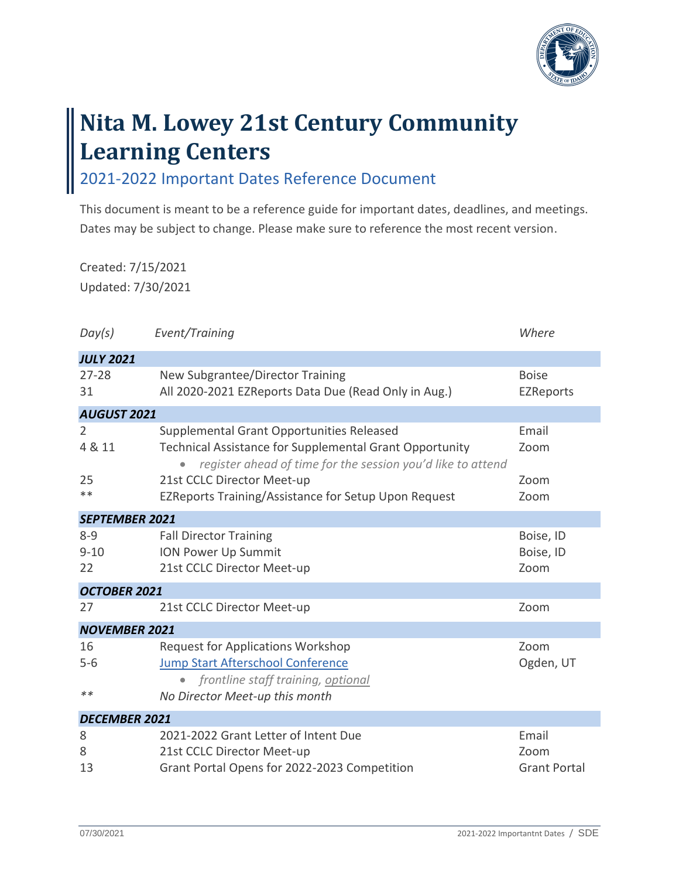# Nita M. Lowey 21st Century Community Learning Centers

## 2021-2022 Important Dates Reference Document

This document is meant to be a reference guide for important dates, deadlines, and meetings. Dates may be subject to change. Please make sure to reference the most recent version.

Created: 7/15/2021
Updated: 7/30/2021

| *Day(s)* | *Event/Training* | *Where* |
|---|---|---|
| ***JULY 2021*** | | |
| 27-28 | New Subgrantee/Director Training | Boise |
| 31 | All 2020-2021 EZReports Data Due (Read Only in Aug.) | EZReports |
| ***AUGUST 2021*** | | |
| 2 | Supplemental Grant Opportunities Released | Email |
| 4 & 11 | Technical Assistance for Supplemental Grant Opportunity<br>• *register ahead of time for the session you'd like to attend* | Zoom |
| 25 | 21st CCLC Director Meet-up | Zoom |
| ** | EZReports Training/Assistance for Setup Upon Request | Zoom |
| ***SEPTEMBER 2021*** | | |
| 8-9 | Fall Director Training | Boise, ID |
| 9-10 | ION Power Up Summit | Boise, ID |
| 22 | 21st CCLC Director Meet-up | Zoom |
| ***OCTOBER 2021*** | | |
| 27 | 21st CCLC Director Meet-up | Zoom |
| ***NOVEMBER 2021*** | | |
| 16 | Request for Applications Workshop | Zoom |
| 5-6 | Jump Start Afterschool Conference<br>• *frontline staff training, optional* | Ogden, UT |
| ** | *No Director Meet-up this month* | |
| ***DECEMBER 2021*** | | |
| 8 | 2021-2022 Grant Letter of Intent Due | Email |
| 8 | 21st CCLC Director Meet-up | Zoom |
| 13 | Grant Portal Opens for 2022-2023 Competition | Grant Portal |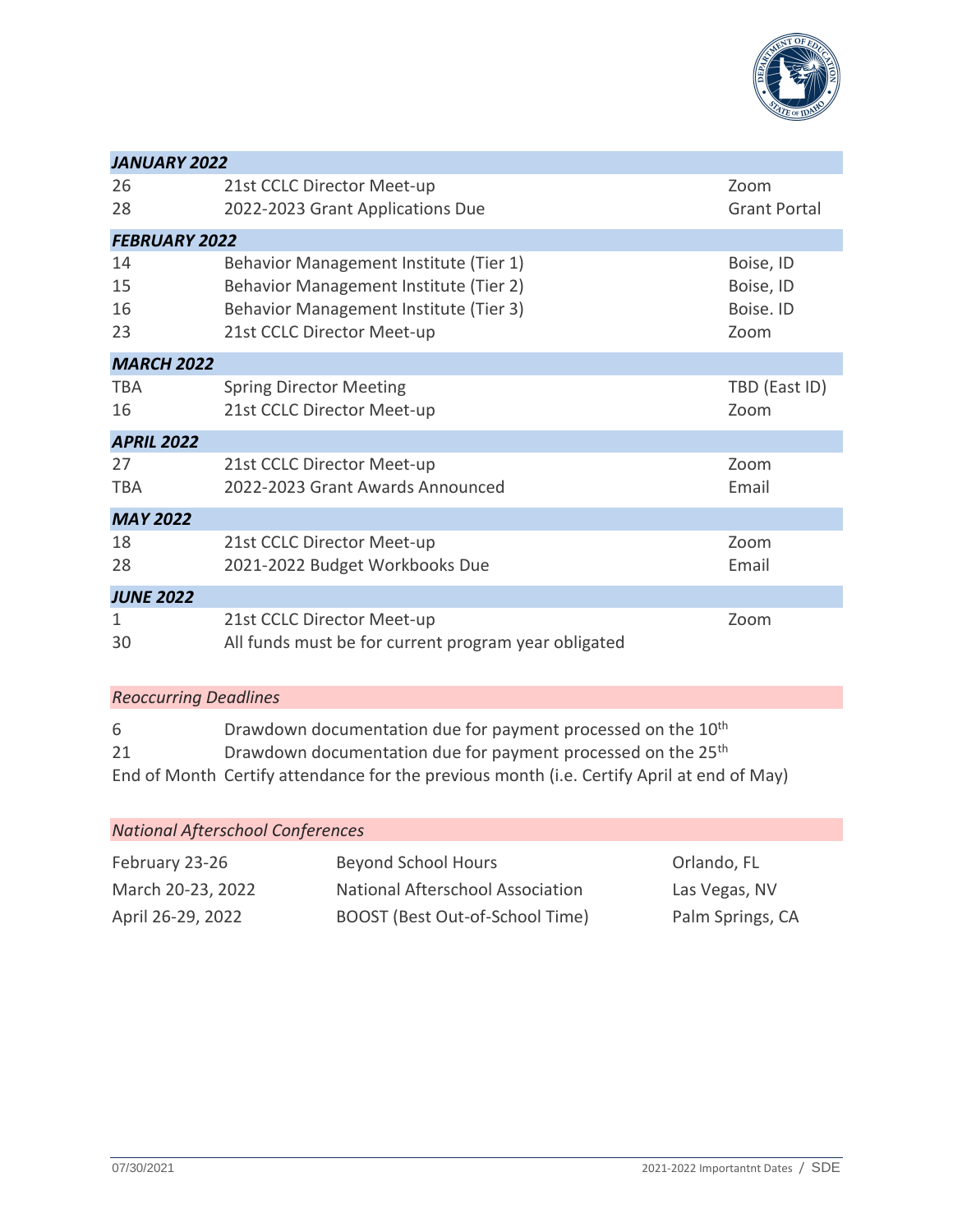| | | |
|---|---|---|
| ***JANUARY 2022*** | | |
| 26 | 21st CCLC Director Meet-up | Zoom |
| 28 | 2022-2023 Grant Applications Due | Grant Portal |
| ***FEBRUARY 2022*** | | |
| 14 | Behavior Management Institute (Tier 1) | Boise, ID |
| 15 | Behavior Management Institute (Tier 2) | Boise, ID |
| 16 | Behavior Management Institute (Tier 3) | Boise. ID |
| 23 | 21st CCLC Director Meet-up | Zoom |
| ***MARCH 2022*** | | |
| TBA | Spring Director Meeting | TBD (East ID) |
| 16 | 21st CCLC Director Meet-up | Zoom |
| ***APRIL 2022*** | | |
| 27 | 21st CCLC Director Meet-up | Zoom |
| TBA | 2022-2023 Grant Awards Announced | Email |
| ***MAY 2022*** | | |
| 18 | 21st CCLC Director Meet-up | Zoom |
| 28 | 2021-2022 Budget Workbooks Due | Email |
| ***JUNE 2022*** | | |
| 1 | 21st CCLC Director Meet-up | Zoom |
| 30 | All funds must be for current program year obligated | |

*Reoccurring Deadlines*

| | |
|---|---|
| 6 | Drawdown documentation due for payment processed on the 10th |
| 21 | Drawdown documentation due for payment processed on the 25th |
| End of Month | Certify attendance for the previous month (i.e. Certify April at end of May) |

*National Afterschool Conferences*

| | | |
|---|---|---|
| February 23-26 | Beyond School Hours | Orlando, FL |
| March 20-23, 2022 | National Afterschool Association | Las Vegas, NV |
| April 26-29, 2022 | BOOST (Best Out-of-School Time) | Palm Springs, CA |